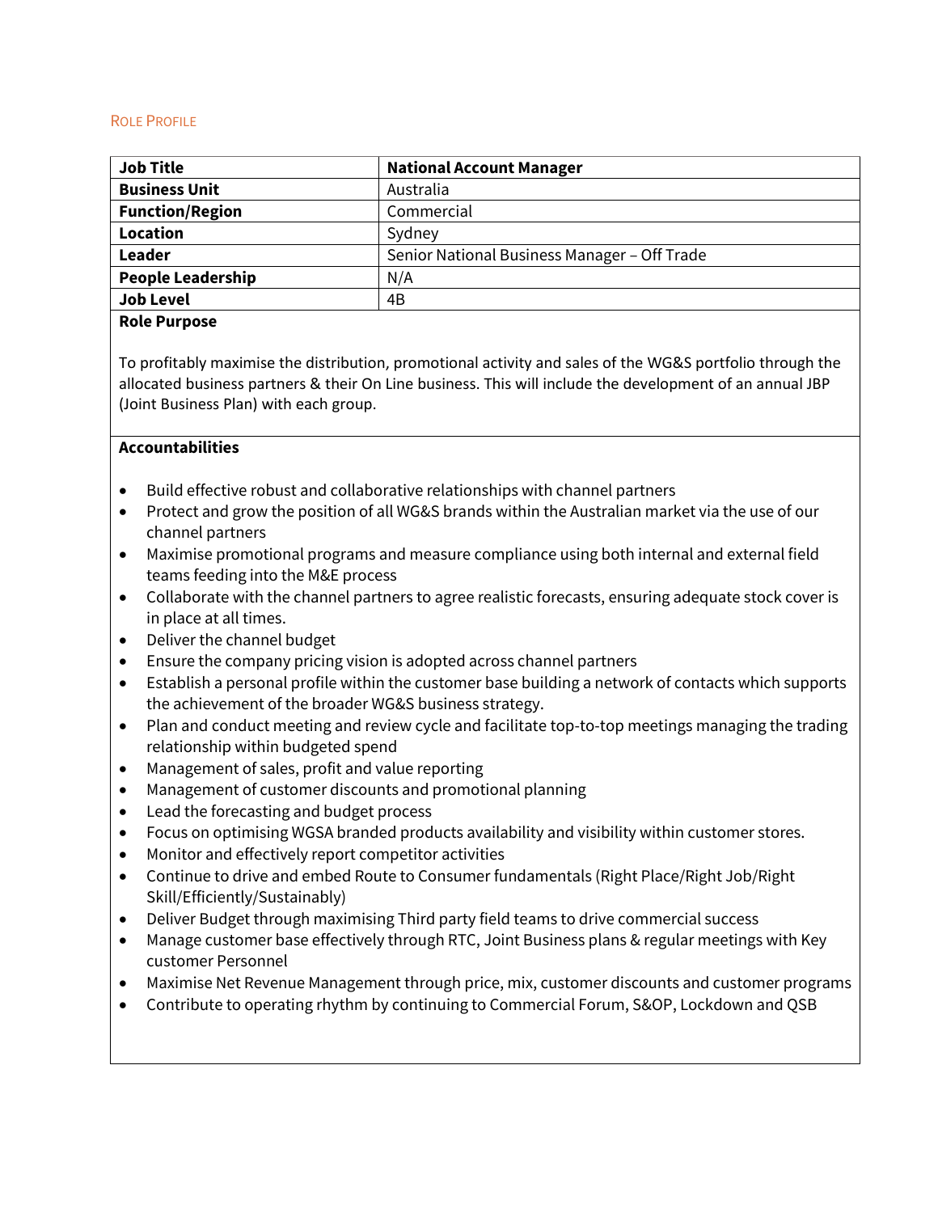ROLE PROFILE

| **Job Title** | **National Account Manager** |
| --- | --- |
| **Business Unit** | Australia |
| **Function/Region** | Commercial |
| **Location** | Sydney |
| **Leader** | Senior National Business Manager – Off Trade |
| **People Leadership** | N/A |
| **Job Level** | 4B |

**Role Purpose**

To profitably maximise the distribution, promotional activity and sales of the WG&S portfolio through the allocated business partners & their On Line business. This will include the development of an annual JBP (Joint Business Plan) with each group.

**Accountabilities**

- Build effective robust and collaborative relationships with channel partners
- Protect and grow the position of all WG&S brands within the Australian market via the use of our channel partners
- Maximise promotional programs and measure compliance using both internal and external field teams feeding into the M&E process
- Collaborate with the channel partners to agree realistic forecasts, ensuring adequate stock cover is in place at all times.
- Deliver the channel budget
- Ensure the company pricing vision is adopted across channel partners
- Establish a personal profile within the customer base building a network of contacts which supports the achievement of the broader WG&S business strategy.
- Plan and conduct meeting and review cycle and facilitate top-to-top meetings managing the trading relationship within budgeted spend
- Management of sales, profit and value reporting
- Management of customer discounts and promotional planning
- Lead the forecasting and budget process
- Focus on optimising WGSA branded products availability and visibility within customer stores.
- Monitor and effectively report competitor activities
- Continue to drive and embed Route to Consumer fundamentals (Right Place/Right Job/Right Skill/Efficiently/Sustainably)
- Deliver Budget through maximising Third party field teams to drive commercial success
- Manage customer base effectively through RTC, Joint Business plans & regular meetings with Key customer Personnel
- Maximise Net Revenue Management through price, mix, customer discounts and customer programs
- Contribute to operating rhythm by continuing to Commercial Forum, S&OP, Lockdown and QSB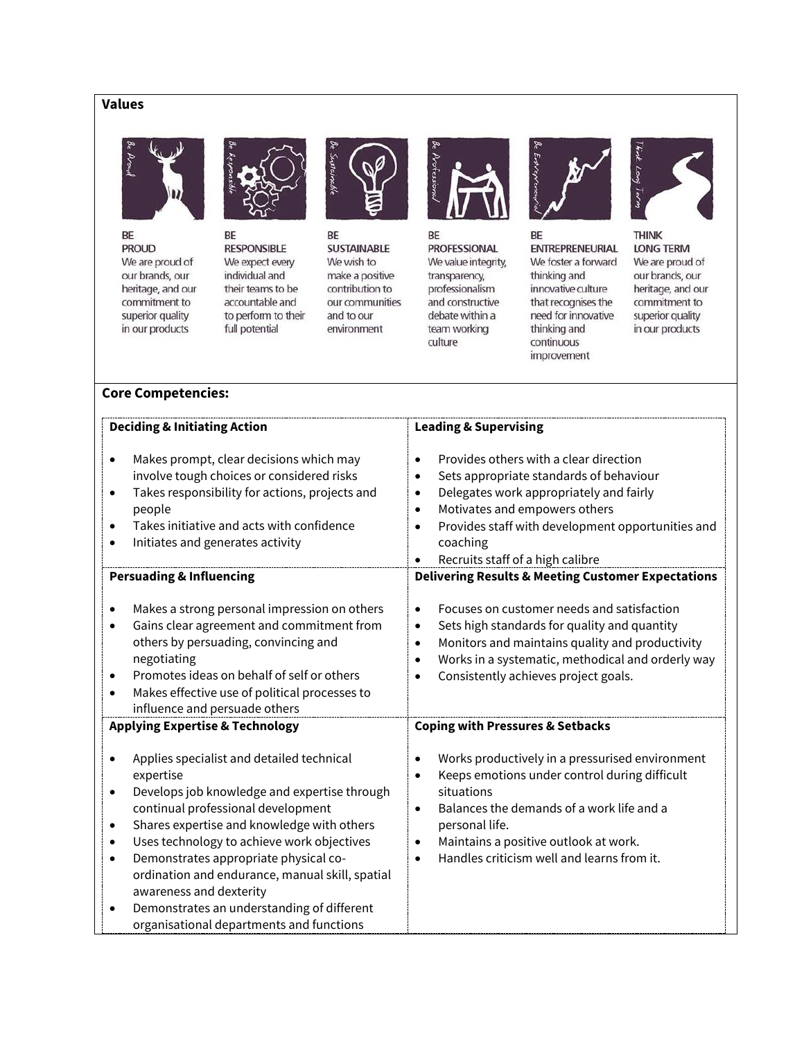## Values

| BE PROUD | BE RESPONSIBLE | BE SUSTAINABLE | BE PROFESSIONAL | BE ENTREPRENEURIAL | THINK LONG TERM |
|---|---|---|---|---|---|
| We are proud of our brands, our heritage, and our commitment to superior quality in our products | We expect every individual and their teams to be accountable and to perform to their full potential | We wish to make a positive contribution to our communities and to our environment | We value integrity, transparency, professionalism and constructive debate within a team working culture | We foster a forward thinking and innovative culture that recognises the need for innovative thinking and continuous improvement | We are proud of our brands, our heritage, and our commitment to superior quality in our products |

## Core Competencies:

### Deciding & Initiating Action

- Makes prompt, clear decisions which may involve tough choices or considered risks
- Takes responsibility for actions, projects and people
- Takes initiative and acts with confidence
- Initiates and generates activity

### Leading & Supervising

- Provides others with a clear direction
- Sets appropriate standards of behaviour
- Delegates work appropriately and fairly
- Motivates and empowers others
- Provides staff with development opportunities and coaching
- Recruits staff of a high calibre

### Persuading & Influencing

- Makes a strong personal impression on others
- Gains clear agreement and commitment from others by persuading, convincing and negotiating
- Promotes ideas on behalf of self or others
- Makes effective use of political processes to influence and persuade others

### Delivering Results & Meeting Customer Expectations

- Focuses on customer needs and satisfaction
- Sets high standards for quality and quantity
- Monitors and maintains quality and productivity
- Works in a systematic, methodical and orderly way
- Consistently achieves project goals.

### Applying Expertise & Technology

- Applies specialist and detailed technical expertise
- Develops job knowledge and expertise through continual professional development
- Shares expertise and knowledge with others
- Uses technology to achieve work objectives
- Demonstrates appropriate physical co-ordination and endurance, manual skill, spatial awareness and dexterity
- Demonstrates an understanding of different organisational departments and functions

### Coping with Pressures & Setbacks

- Works productively in a pressurised environment
- Keeps emotions under control during difficult situations
- Balances the demands of a work life and a personal life.
- Maintains a positive outlook at work.
- Handles criticism well and learns from it.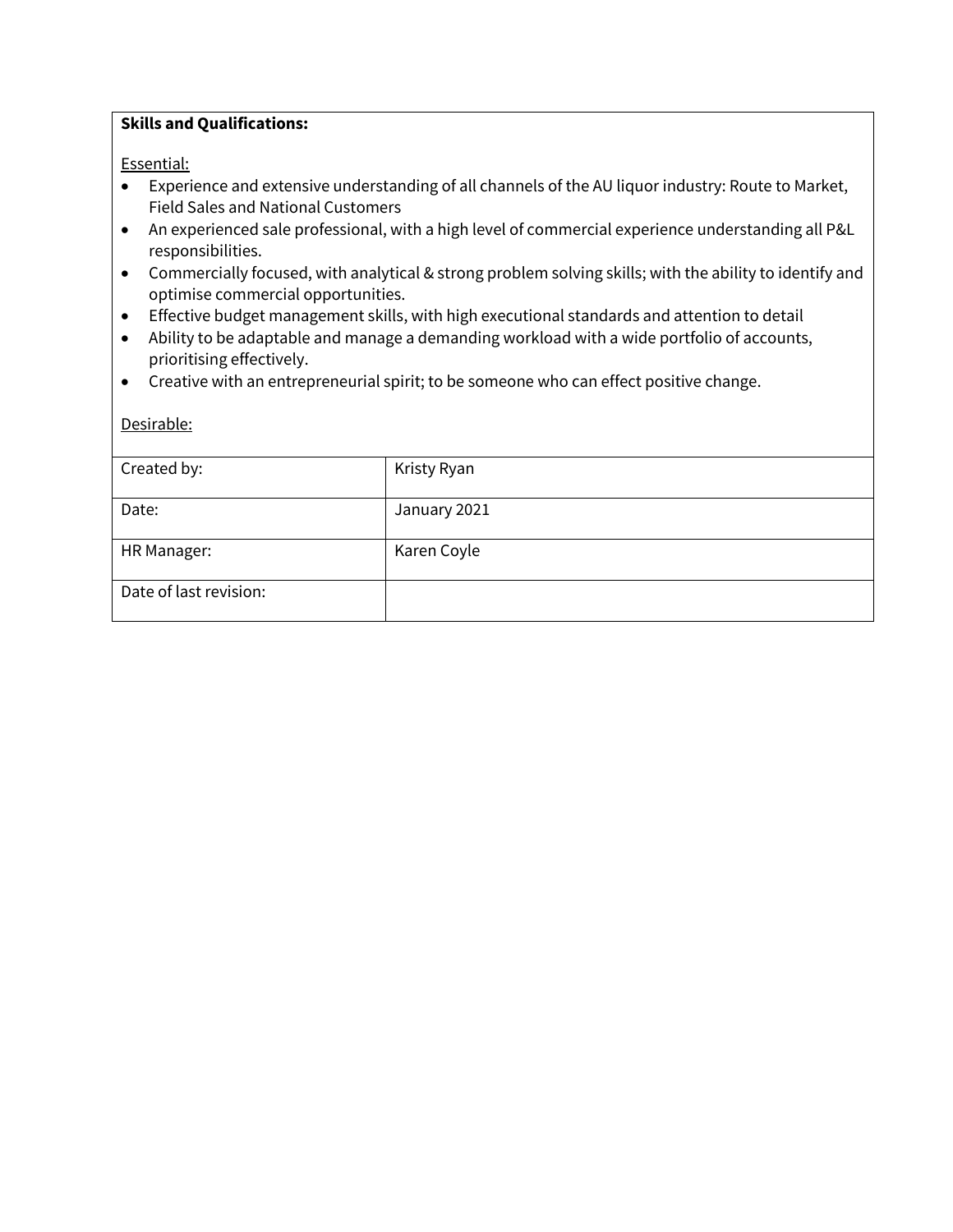**Skills and Qualifications:**

Essential:

- Experience and extensive understanding of all channels of the AU liquor industry: Route to Market, Field Sales and National Customers
- An experienced sale professional, with a high level of commercial experience understanding all P&L responsibilities.
- Commercially focused, with analytical & strong problem solving skills; with the ability to identify and optimise commercial opportunities.
- Effective budget management skills, with high executional standards and attention to detail
- Ability to be adaptable and manage a demanding workload with a wide portfolio of accounts, prioritising effectively.
- Creative with an entrepreneurial spirit; to be someone who can effect positive change.

Desirable:

| | |
|---|---|
| Created by: | Kristy Ryan |
| Date: | January 2021 |
| HR Manager: | Karen Coyle |
| Date of last revision: | |